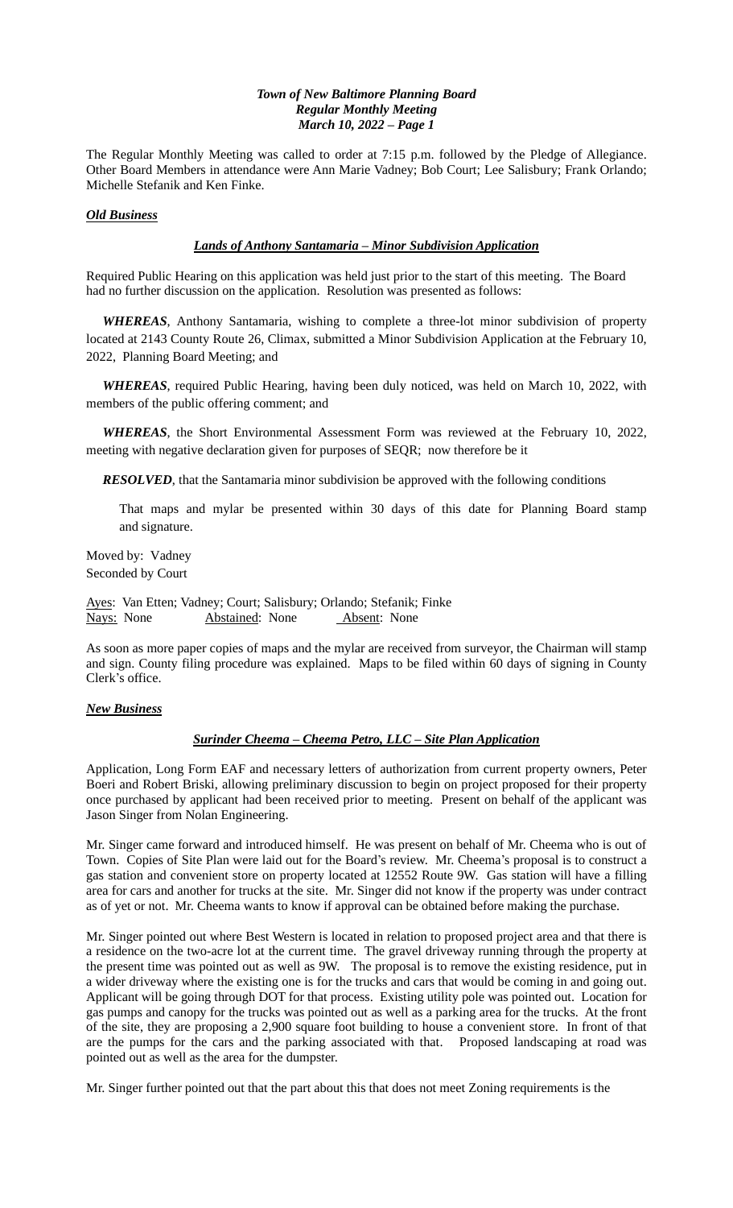***Town of New Baltimore Planning Board***
***Regular Monthly Meeting***
***March 10, 2022 – Page 1***

The Regular Monthly Meeting was called to order at 7:15 p.m. followed by the Pledge of Allegiance. Other Board Members in attendance were Ann Marie Vadney; Bob Court; Lee Salisbury; Frank Orlando; Michelle Stefanik and Ken Finke.

***Old Business***

***Lands of Anthony Santamaria – Minor Subdivision Application***

Required Public Hearing on this application was held just prior to the start of this meeting. The Board had no further discussion on the application. Resolution was presented as follows:

***WHEREAS***, Anthony Santamaria, wishing to complete a three-lot minor subdivision of property located at 2143 County Route 26, Climax, submitted a Minor Subdivision Application at the February 10, 2022, Planning Board Meeting; and

***WHEREAS***, required Public Hearing, having been duly noticed, was held on March 10, 2022, with members of the public offering comment; and

***WHEREAS***, the Short Environmental Assessment Form was reviewed at the February 10, 2022, meeting with negative declaration given for purposes of SEQR; now therefore be it

***RESOLVED***, that the Santamaria minor subdivision be approved with the following conditions

That maps and mylar be presented within 30 days of this date for Planning Board stamp and signature.

Moved by: Vadney
Seconded by Court

Ayes: Van Etten; Vadney; Court; Salisbury; Orlando; Stefanik; Finke
Nays: None Abstained: None Absent: None

As soon as more paper copies of maps and the mylar are received from surveyor, the Chairman will stamp and sign. County filing procedure was explained. Maps to be filed within 60 days of signing in County Clerk's office.

***New Business***

***Surinder Cheema – Cheema Petro, LLC – Site Plan Application***

Application, Long Form EAF and necessary letters of authorization from current property owners, Peter Boeri and Robert Briski, allowing preliminary discussion to begin on project proposed for their property once purchased by applicant had been received prior to meeting. Present on behalf of the applicant was Jason Singer from Nolan Engineering.

Mr. Singer came forward and introduced himself. He was present on behalf of Mr. Cheema who is out of Town. Copies of Site Plan were laid out for the Board's review. Mr. Cheema's proposal is to construct a gas station and convenient store on property located at 12552 Route 9W. Gas station will have a filling area for cars and another for trucks at the site. Mr. Singer did not know if the property was under contract as of yet or not. Mr. Cheema wants to know if approval can be obtained before making the purchase.

Mr. Singer pointed out where Best Western is located in relation to proposed project area and that there is a residence on the two-acre lot at the current time. The gravel driveway running through the property at the present time was pointed out as well as 9W. The proposal is to remove the existing residence, put in a wider driveway where the existing one is for the trucks and cars that would be coming in and going out. Applicant will be going through DOT for that process. Existing utility pole was pointed out. Location for gas pumps and canopy for the trucks was pointed out as well as a parking area for the trucks. At the front of the site, they are proposing a 2,900 square foot building to house a convenient store. In front of that are the pumps for the cars and the parking associated with that. Proposed landscaping at road was pointed out as well as the area for the dumpster.

Mr. Singer further pointed out that the part about this that does not meet Zoning requirements is the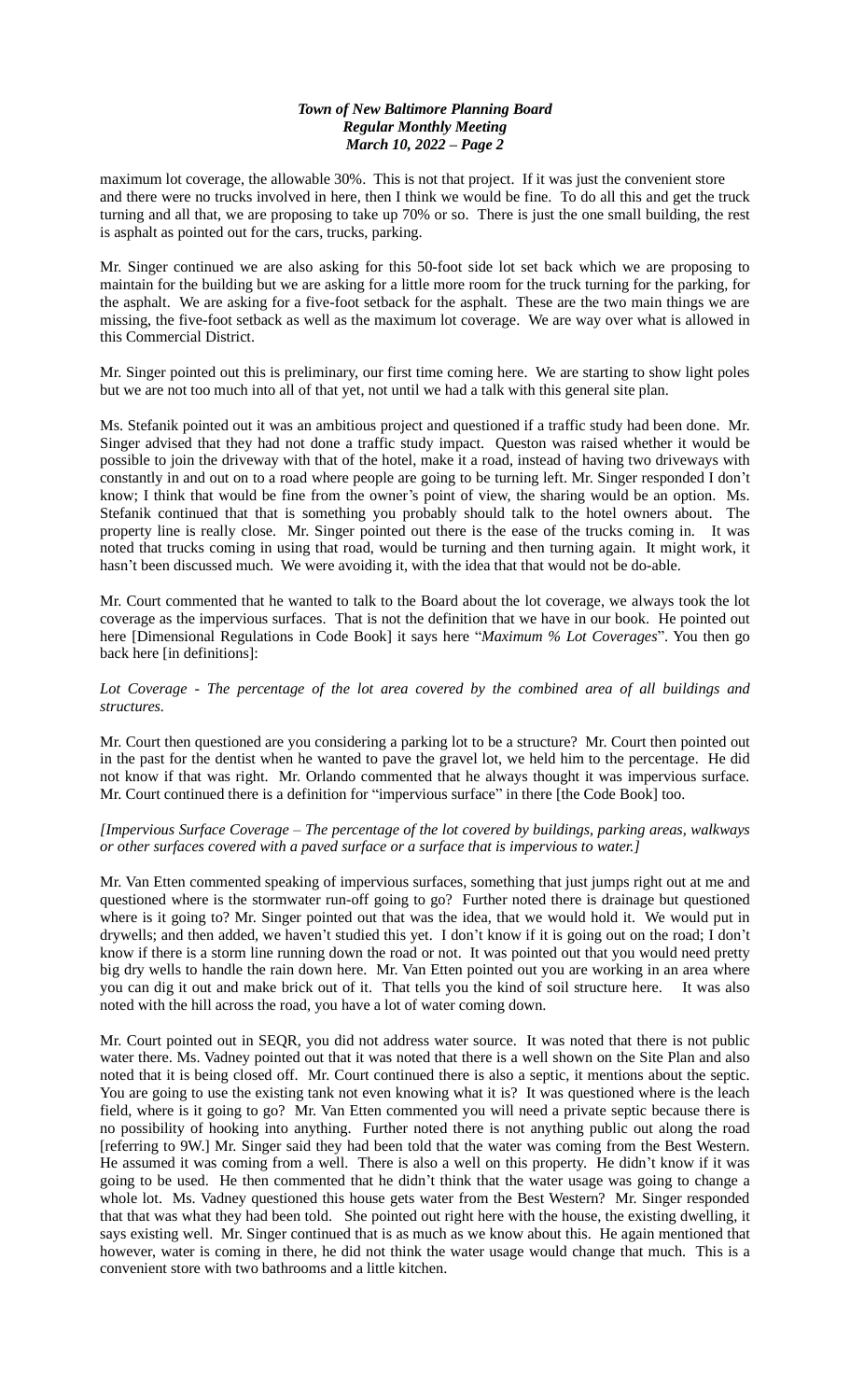maximum lot coverage, the allowable 30%. This is not that project. If it was just the convenient store and there were no trucks involved in here, then I think we would be fine. To do all this and get the truck turning and all that, we are proposing to take up 70% or so. There is just the one small building, the rest is asphalt as pointed out for the cars, trucks, parking.

Mr. Singer continued we are also asking for this 50-foot side lot set back which we are proposing to maintain for the building but we are asking for a little more room for the truck turning for the parking, for the asphalt. We are asking for a five-foot setback for the asphalt. These are the two main things we are missing, the five-foot setback as well as the maximum lot coverage. We are way over what is allowed in this Commercial District.

Mr. Singer pointed out this is preliminary, our first time coming here. We are starting to show light poles but we are not too much into all of that yet, not until we had a talk with this general site plan.

Ms. Stefanik pointed out it was an ambitious project and questioned if a traffic study had been done. Mr. Singer advised that they had not done a traffic study impact. Queston was raised whether it would be possible to join the driveway with that of the hotel, make it a road, instead of having two driveways with constantly in and out on to a road where people are going to be turning left. Mr. Singer responded I don't know; I think that would be fine from the owner's point of view, the sharing would be an option. Ms. Stefanik continued that that is something you probably should talk to the hotel owners about. The property line is really close. Mr. Singer pointed out there is the ease of the trucks coming in. It was noted that trucks coming in using that road, would be turning and then turning again. It might work, it hasn't been discussed much. We were avoiding it, with the idea that that would not be do-able.

Mr. Court commented that he wanted to talk to the Board about the lot coverage, we always took the lot coverage as the impervious surfaces. That is not the definition that we have in our book. He pointed out here [Dimensional Regulations in Code Book] it says here "*Maximum % Lot Coverages*". You then go back here [in definitions]:

*Lot Coverage - The percentage of the lot area covered by the combined area of all buildings and structures.*

Mr. Court then questioned are you considering a parking lot to be a structure? Mr. Court then pointed out in the past for the dentist when he wanted to pave the gravel lot, we held him to the percentage. He did not know if that was right. Mr. Orlando commented that he always thought it was impervious surface. Mr. Court continued there is a definition for "impervious surface" in there [the Code Book] too.

*[Impervious Surface Coverage – The percentage of the lot covered by buildings, parking areas, walkways or other surfaces covered with a paved surface or a surface that is impervious to water.]*

Mr. Van Etten commented speaking of impervious surfaces, something that just jumps right out at me and questioned where is the stormwater run-off going to go? Further noted there is drainage but questioned where is it going to? Mr. Singer pointed out that was the idea, that we would hold it. We would put in drywells; and then added, we haven't studied this yet. I don't know if it is going out on the road; I don't know if there is a storm line running down the road or not. It was pointed out that you would need pretty big dry wells to handle the rain down here. Mr. Van Etten pointed out you are working in an area where you can dig it out and make brick out of it. That tells you the kind of soil structure here. It was also noted with the hill across the road, you have a lot of water coming down.

Mr. Court pointed out in SEQR, you did not address water source. It was noted that there is not public water there. Ms. Vadney pointed out that it was noted that there is a well shown on the Site Plan and also noted that it is being closed off. Mr. Court continued there is also a septic, it mentions about the septic. You are going to use the existing tank not even knowing what it is? It was questioned where is the leach field, where is it going to go? Mr. Van Etten commented you will need a private septic because there is no possibility of hooking into anything. Further noted there is not anything public out along the road [referring to 9W.] Mr. Singer said they had been told that the water was coming from the Best Western. He assumed it was coming from a well. There is also a well on this property. He didn't know if it was going to be used. He then commented that he didn't think that the water usage was going to change a whole lot. Ms. Vadney questioned this house gets water from the Best Western? Mr. Singer responded that that was what they had been told. She pointed out right here with the house, the existing dwelling, it says existing well. Mr. Singer continued that is as much as we know about this. He again mentioned that however, water is coming in there, he did not think the water usage would change that much. This is a convenient store with two bathrooms and a little kitchen.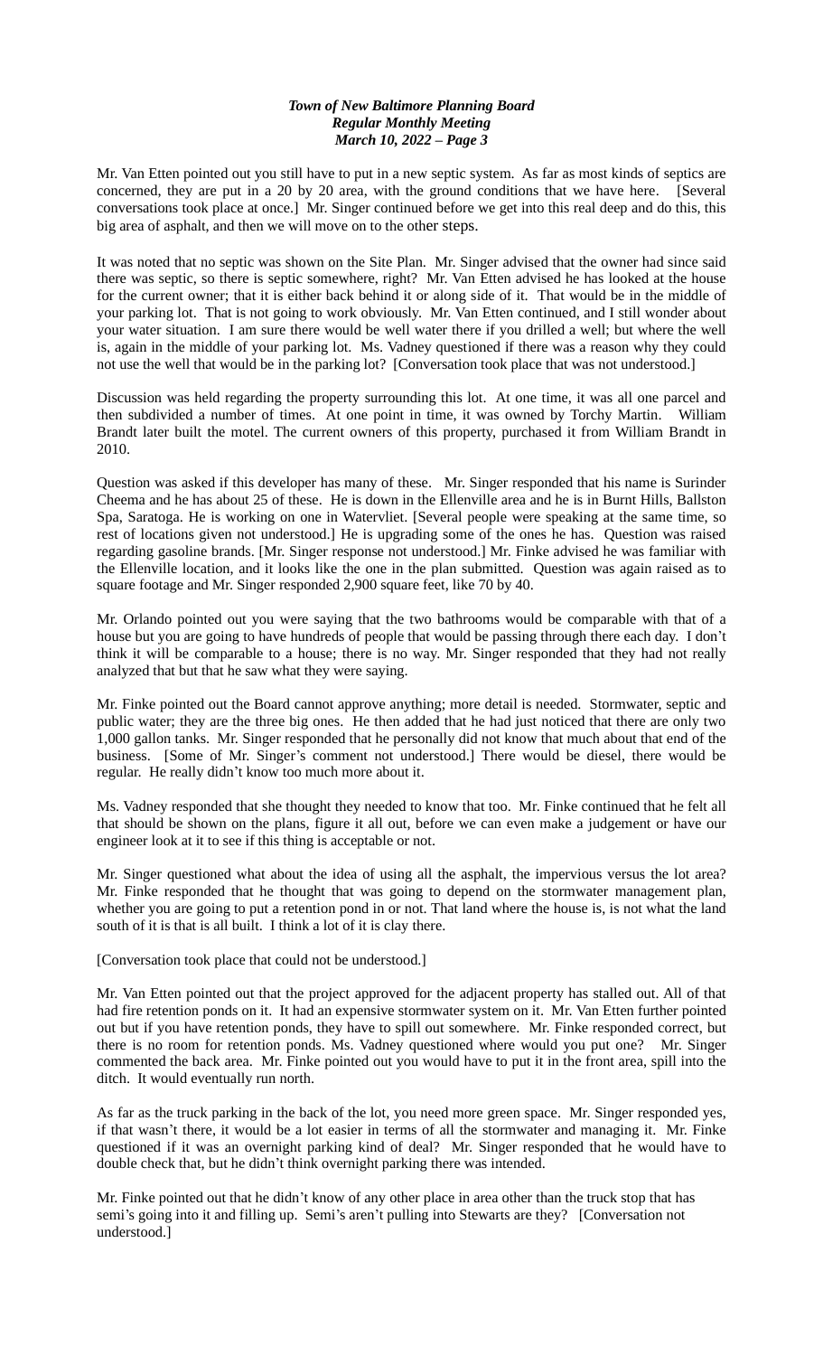Mr. Van Etten pointed out you still have to put in a new septic system. As far as most kinds of septics are concerned, they are put in a 20 by 20 area, with the ground conditions that we have here. [Several conversations took place at once.] Mr. Singer continued before we get into this real deep and do this, this big area of asphalt, and then we will move on to the other steps.

It was noted that no septic was shown on the Site Plan. Mr. Singer advised that the owner had since said there was septic, so there is septic somewhere, right? Mr. Van Etten advised he has looked at the house for the current owner; that it is either back behind it or along side of it. That would be in the middle of your parking lot. That is not going to work obviously. Mr. Van Etten continued, and I still wonder about your water situation. I am sure there would be well water there if you drilled a well; but where the well is, again in the middle of your parking lot. Ms. Vadney questioned if there was a reason why they could not use the well that would be in the parking lot? [Conversation took place that was not understood.]

Discussion was held regarding the property surrounding this lot. At one time, it was all one parcel and then subdivided a number of times. At one point in time, it was owned by Torchy Martin. William Brandt later built the motel. The current owners of this property, purchased it from William Brandt in 2010.

Question was asked if this developer has many of these. Mr. Singer responded that his name is Surinder Cheema and he has about 25 of these. He is down in the Ellenville area and he is in Burnt Hills, Ballston Spa, Saratoga. He is working on one in Watervliet. [Several people were speaking at the same time, so rest of locations given not understood.] He is upgrading some of the ones he has. Question was raised regarding gasoline brands. [Mr. Singer response not understood.] Mr. Finke advised he was familiar with the Ellenville location, and it looks like the one in the plan submitted. Question was again raised as to square footage and Mr. Singer responded 2,900 square feet, like 70 by 40.

Mr. Orlando pointed out you were saying that the two bathrooms would be comparable with that of a house but you are going to have hundreds of people that would be passing through there each day. I don't think it will be comparable to a house; there is no way. Mr. Singer responded that they had not really analyzed that but that he saw what they were saying.

Mr. Finke pointed out the Board cannot approve anything; more detail is needed. Stormwater, septic and public water; they are the three big ones. He then added that he had just noticed that there are only two 1,000 gallon tanks. Mr. Singer responded that he personally did not know that much about that end of the business. [Some of Mr. Singer's comment not understood.] There would be diesel, there would be regular. He really didn't know too much more about it.

Ms. Vadney responded that she thought they needed to know that too. Mr. Finke continued that he felt all that should be shown on the plans, figure it all out, before we can even make a judgement or have our engineer look at it to see if this thing is acceptable or not.

Mr. Singer questioned what about the idea of using all the asphalt, the impervious versus the lot area? Mr. Finke responded that he thought that was going to depend on the stormwater management plan, whether you are going to put a retention pond in or not. That land where the house is, is not what the land south of it is that is all built. I think a lot of it is clay there.

[Conversation took place that could not be understood.]

Mr. Van Etten pointed out that the project approved for the adjacent property has stalled out. All of that had fire retention ponds on it. It had an expensive stormwater system on it. Mr. Van Etten further pointed out but if you have retention ponds, they have to spill out somewhere. Mr. Finke responded correct, but there is no room for retention ponds. Ms. Vadney questioned where would you put one? Mr. Singer commented the back area. Mr. Finke pointed out you would have to put it in the front area, spill into the ditch. It would eventually run north.

As far as the truck parking in the back of the lot, you need more green space. Mr. Singer responded yes, if that wasn't there, it would be a lot easier in terms of all the stormwater and managing it. Mr. Finke questioned if it was an overnight parking kind of deal? Mr. Singer responded that he would have to double check that, but he didn't think overnight parking there was intended.

Mr. Finke pointed out that he didn't know of any other place in area other than the truck stop that has semi's going into it and filling up. Semi's aren't pulling into Stewarts are they? [Conversation not understood.]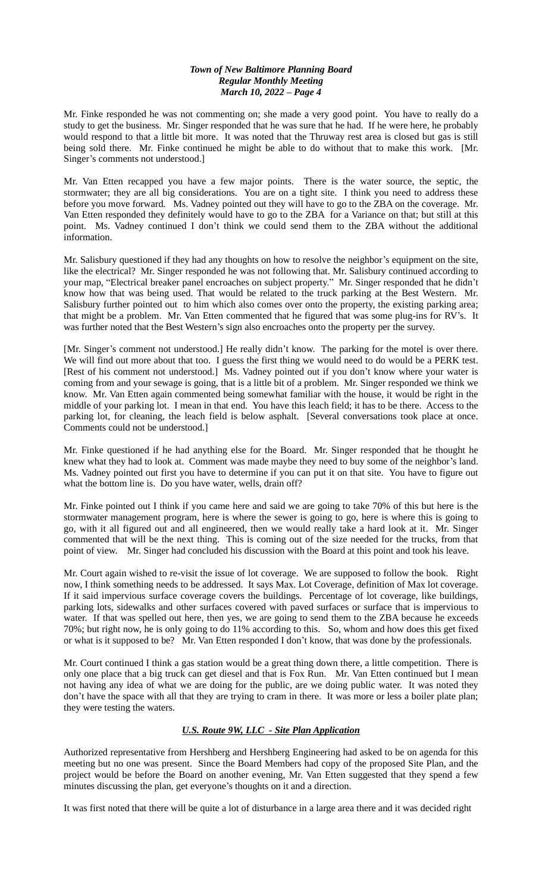Mr. Finke responded he was not commenting on; she made a very good point. You have to really do a study to get the business. Mr. Singer responded that he was sure that he had. If he were here, he probably would respond to that a little bit more. It was noted that the Thruway rest area is closed but gas is still being sold there. Mr. Finke continued he might be able to do without that to make this work. [Mr. Singer's comments not understood.]

Mr. Van Etten recapped you have a few major points. There is the water source, the septic, the stormwater; they are all big considerations. You are on a tight site. I think you need to address these before you move forward. Ms. Vadney pointed out they will have to go to the ZBA on the coverage. Mr. Van Etten responded they definitely would have to go to the ZBA for a Variance on that; but still at this point. Ms. Vadney continued I don't think we could send them to the ZBA without the additional information.

Mr. Salisbury questioned if they had any thoughts on how to resolve the neighbor's equipment on the site, like the electrical? Mr. Singer responded he was not following that. Mr. Salisbury continued according to your map, "Electrical breaker panel encroaches on subject property." Mr. Singer responded that he didn't know how that was being used. That would be related to the truck parking at the Best Western. Mr. Salisbury further pointed out to him which also comes over onto the property, the existing parking area; that might be a problem. Mr. Van Etten commented that he figured that was some plug-ins for RV's. It was further noted that the Best Western's sign also encroaches onto the property per the survey.

[Mr. Singer's comment not understood.] He really didn't know. The parking for the motel is over there. We will find out more about that too. I guess the first thing we would need to do would be a PERK test. [Rest of his comment not understood.] Ms. Vadney pointed out if you don't know where your water is coming from and your sewage is going, that is a little bit of a problem. Mr. Singer responded we think we know. Mr. Van Etten again commented being somewhat familiar with the house, it would be right in the middle of your parking lot. I mean in that end. You have this leach field; it has to be there. Access to the parking lot, for cleaning, the leach field is below asphalt. [Several conversations took place at once. Comments could not be understood.]

Mr. Finke questioned if he had anything else for the Board. Mr. Singer responded that he thought he knew what they had to look at. Comment was made maybe they need to buy some of the neighbor's land. Ms. Vadney pointed out first you have to determine if you can put it on that site. You have to figure out what the bottom line is. Do you have water, wells, drain off?

Mr. Finke pointed out I think if you came here and said we are going to take 70% of this but here is the stormwater management program, here is where the sewer is going to go, here is where this is going to go, with it all figured out and all engineered, then we would really take a hard look at it. Mr. Singer commented that will be the next thing. This is coming out of the size needed for the trucks, from that point of view. Mr. Singer had concluded his discussion with the Board at this point and took his leave.

Mr. Court again wished to re-visit the issue of lot coverage. We are supposed to follow the book. Right now, I think something needs to be addressed. It says Max. Lot Coverage, definition of Max lot coverage. If it said impervious surface coverage covers the buildings. Percentage of lot coverage, like buildings, parking lots, sidewalks and other surfaces covered with paved surfaces or surface that is impervious to water. If that was spelled out here, then yes, we are going to send them to the ZBA because he exceeds 70%; but right now, he is only going to do 11% according to this. So, whom and how does this get fixed or what is it supposed to be? Mr. Van Etten responded I don't know, that was done by the professionals.

Mr. Court continued I think a gas station would be a great thing down there, a little competition. There is only one place that a big truck can get diesel and that is Fox Run. Mr. Van Etten continued but I mean not having any idea of what we are doing for the public, are we doing public water. It was noted they don't have the space with all that they are trying to cram in there. It was more or less a boiler plate plan; they were testing the waters.

## ***U.S. Route 9W, LLC - Site Plan Application***

Authorized representative from Hershberg and Hershberg Engineering had asked to be on agenda for this meeting but no one was present. Since the Board Members had copy of the proposed Site Plan, and the project would be before the Board on another evening, Mr. Van Etten suggested that they spend a few minutes discussing the plan, get everyone's thoughts on it and a direction.

It was first noted that there will be quite a lot of disturbance in a large area there and it was decided right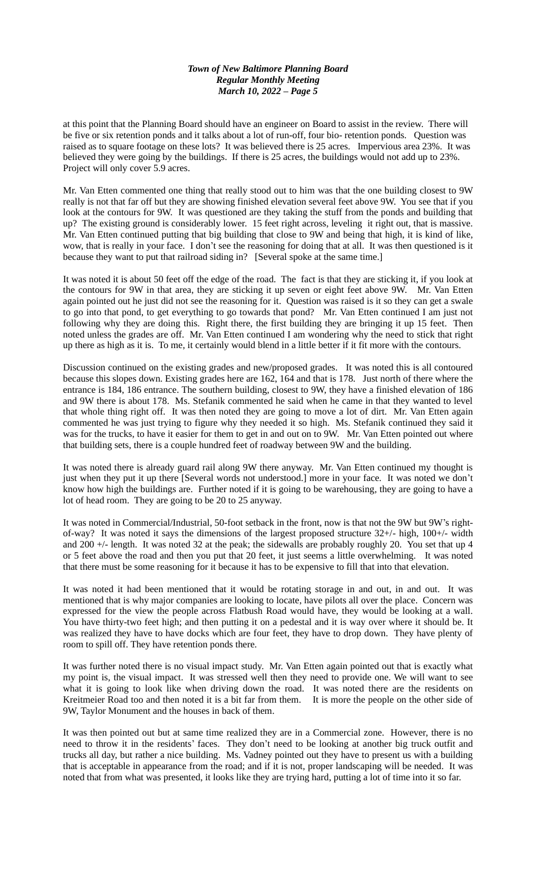at this point that the Planning Board should have an engineer on Board to assist in the review. There will be five or six retention ponds and it talks about a lot of run-off, four bio- retention ponds. Question was raised as to square footage on these lots? It was believed there is 25 acres. Impervious area 23%. It was believed they were going by the buildings. If there is 25 acres, the buildings would not add up to 23%. Project will only cover 5.9 acres.

Mr. Van Etten commented one thing that really stood out to him was that the one building closest to 9W really is not that far off but they are showing finished elevation several feet above 9W. You see that if you look at the contours for 9W. It was questioned are they taking the stuff from the ponds and building that up? The existing ground is considerably lower. 15 feet right across, leveling it right out, that is massive. Mr. Van Etten continued putting that big building that close to 9W and being that high, it is kind of like, wow, that is really in your face. I don't see the reasoning for doing that at all. It was then questioned is it because they want to put that railroad siding in? [Several spoke at the same time.]

It was noted it is about 50 feet off the edge of the road. The fact is that they are sticking it, if you look at the contours for 9W in that area, they are sticking it up seven or eight feet above 9W. Mr. Van Etten again pointed out he just did not see the reasoning for it. Question was raised is it so they can get a swale to go into that pond, to get everything to go towards that pond? Mr. Van Etten continued I am just not following why they are doing this. Right there, the first building they are bringing it up 15 feet. Then noted unless the grades are off. Mr. Van Etten continued I am wondering why the need to stick that right up there as high as it is. To me, it certainly would blend in a little better if it fit more with the contours.

Discussion continued on the existing grades and new/proposed grades. It was noted this is all contoured because this slopes down. Existing grades here are 162, 164 and that is 178. Just north of there where the entrance is 184, 186 entrance. The southern building, closest to 9W, they have a finished elevation of 186 and 9W there is about 178. Ms. Stefanik commented he said when he came in that they wanted to level that whole thing right off. It was then noted they are going to move a lot of dirt. Mr. Van Etten again commented he was just trying to figure why they needed it so high. Ms. Stefanik continued they said it was for the trucks, to have it easier for them to get in and out on to 9W. Mr. Van Etten pointed out where that building sets, there is a couple hundred feet of roadway between 9W and the building.

It was noted there is already guard rail along 9W there anyway. Mr. Van Etten continued my thought is just when they put it up there [Several words not understood.] more in your face. It was noted we don't know how high the buildings are. Further noted if it is going to be warehousing, they are going to have a lot of head room. They are going to be 20 to 25 anyway.

It was noted in Commercial/Industrial, 50-foot setback in the front, now is that not the 9W but 9W's right-of-way? It was noted it says the dimensions of the largest proposed structure 32+/- high, 100+/- width and 200 +/- length. It was noted 32 at the peak; the sidewalls are probably roughly 20. You set that up 4 or 5 feet above the road and then you put that 20 feet, it just seems a little overwhelming. It was noted that there must be some reasoning for it because it has to be expensive to fill that into that elevation.

It was noted it had been mentioned that it would be rotating storage in and out, in and out. It was mentioned that is why major companies are looking to locate, have pilots all over the place. Concern was expressed for the view the people across Flatbush Road would have, they would be looking at a wall. You have thirty-two feet high; and then putting it on a pedestal and it is way over where it should be. It was realized they have to have docks which are four feet, they have to drop down. They have plenty of room to spill off. They have retention ponds there.

It was further noted there is no visual impact study. Mr. Van Etten again pointed out that is exactly what my point is, the visual impact. It was stressed well then they need to provide one. We will want to see what it is going to look like when driving down the road. It was noted there are the residents on Kreitmeier Road too and then noted it is a bit far from them. It is more the people on the other side of 9W, Taylor Monument and the houses in back of them.

It was then pointed out but at same time realized they are in a Commercial zone. However, there is no need to throw it in the residents' faces. They don't need to be looking at another big truck outfit and trucks all day, but rather a nice building. Ms. Vadney pointed out they have to present us with a building that is acceptable in appearance from the road; and if it is not, proper landscaping will be needed. It was noted that from what was presented, it looks like they are trying hard, putting a lot of time into it so far.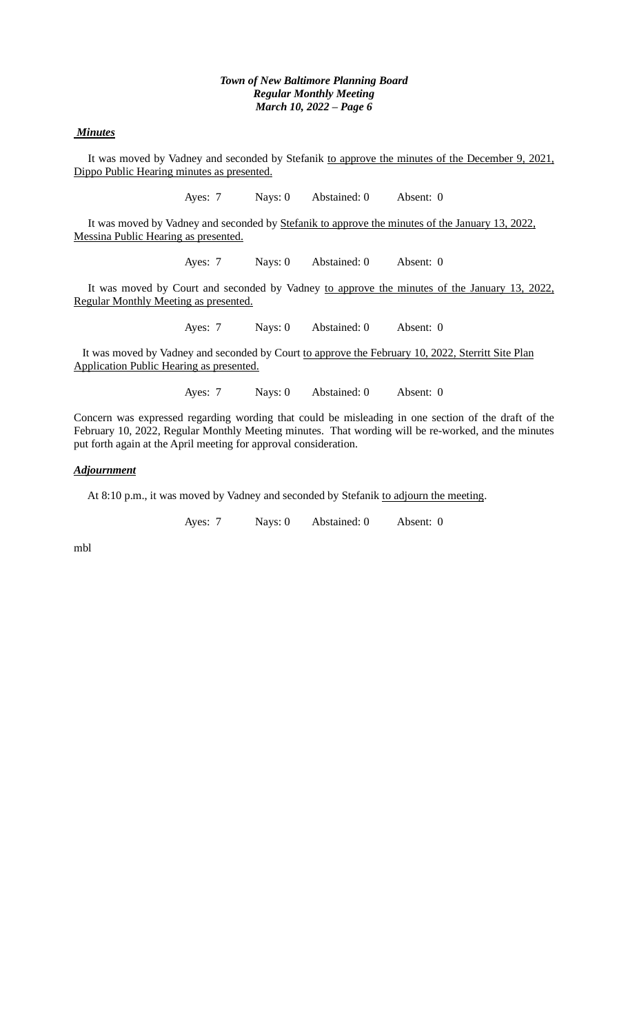***Minutes***

It was moved by Vadney and seconded by Stefanik to approve the minutes of the December 9, 2021, Dippo Public Hearing minutes as presented.

Ayes: 7 Nays: 0 Abstained: 0 Absent: 0

It was moved by Vadney and seconded by Stefanik to approve the minutes of the January 13, 2022, Messina Public Hearing as presented.

Ayes: 7 Nays: 0 Abstained: 0 Absent: 0

It was moved by Court and seconded by Vadney to approve the minutes of the January 13, 2022, Regular Monthly Meeting as presented.

Ayes: 7 Nays: 0 Abstained: 0 Absent: 0

It was moved by Vadney and seconded by Court to approve the February 10, 2022, Sterritt Site Plan Application Public Hearing as presented.

Ayes: 7 Nays: 0 Abstained: 0 Absent: 0

Concern was expressed regarding wording that could be misleading in one section of the draft of the February 10, 2022, Regular Monthly Meeting minutes. That wording will be re-worked, and the minutes put forth again at the April meeting for approval consideration.

***Adjournment***

At 8:10 p.m., it was moved by Vadney and seconded by Stefanik to adjourn the meeting.

Ayes: 7 Nays: 0 Abstained: 0 Absent: 0

mbl